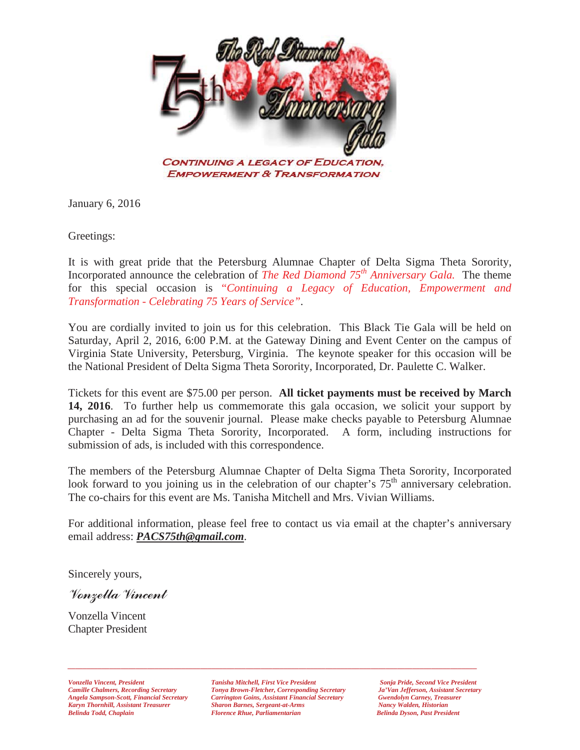# The Red Diamond 75th Anniversary Gala

**CONTINUING A LEGACY OF EDUCATION, EMPOWERMENT & TRANSFORMATION**

January 6, 2016

Greetings:

It is with great pride that the Petersburg Alumnae Chapter of Delta Sigma Theta Sorority, Incorporated announce the celebration of *The Red Diamond 75th Anniversary Gala.* The theme for this special occasion is *"Continuing a Legacy of Education, Empowerment and Transformation - Celebrating 75 Years of Service"*.

You are cordially invited to join us for this celebration. This Black Tie Gala will be held on Saturday, April 2, 2016, 6:00 P.M. at the Gateway Dining and Event Center on the campus of Virginia State University, Petersburg, Virginia. The keynote speaker for this occasion will be the National President of Delta Sigma Theta Sorority, Incorporated, Dr. Paulette C. Walker.

Tickets for this event are $75.00 per person. **All ticket payments must be received by March 14, 2016**. To further help us commemorate this gala occasion, we solicit your support by purchasing an ad for the souvenir journal. Please make checks payable to Petersburg Alumnae Chapter - Delta Sigma Theta Sorority, Incorporated. A form, including instructions for submission of ads, is included with this correspondence.

The members of the Petersburg Alumnae Chapter of Delta Sigma Theta Sorority, Incorporated look forward to you joining us in the celebration of our chapter's 75th anniversary celebration. The co-chairs for this event are Ms. Tanisha Mitchell and Mrs. Vivian Williams.

For additional information, please feel free to contact us via email at the chapter's anniversary email address: ***PACS75th@gmail.com***.

Sincerely yours,

*Vonzella Vincent*

Vonzella Vincent
Chapter President

---

*Vonzella Vincent, President*
*Camille Chalmers, Recording Secretary*
*Angela Sampson-Scott, Financial Secretary*
*Karyn Thornhill, Assistant Treasurer*
*Belinda Todd, Chaplain*

*Tanisha Mitchell, First Vice President*
*Tonya Brown-Fletcher, Corresponding Secretary*
*Carrington Goins, Assistant Financial Secretary*
*Sharon Barnes, Sergeant-at-Arms*
*Florence Rhue, Parliamentarian*

*Sonja Pride, Second Vice President*
*Ja'Van Jefferson, Assistant Secretary*
*Gwendolyn Carney, Treasurer*
*Nancy Walden, Historian*
*Belinda Dyson, Past President*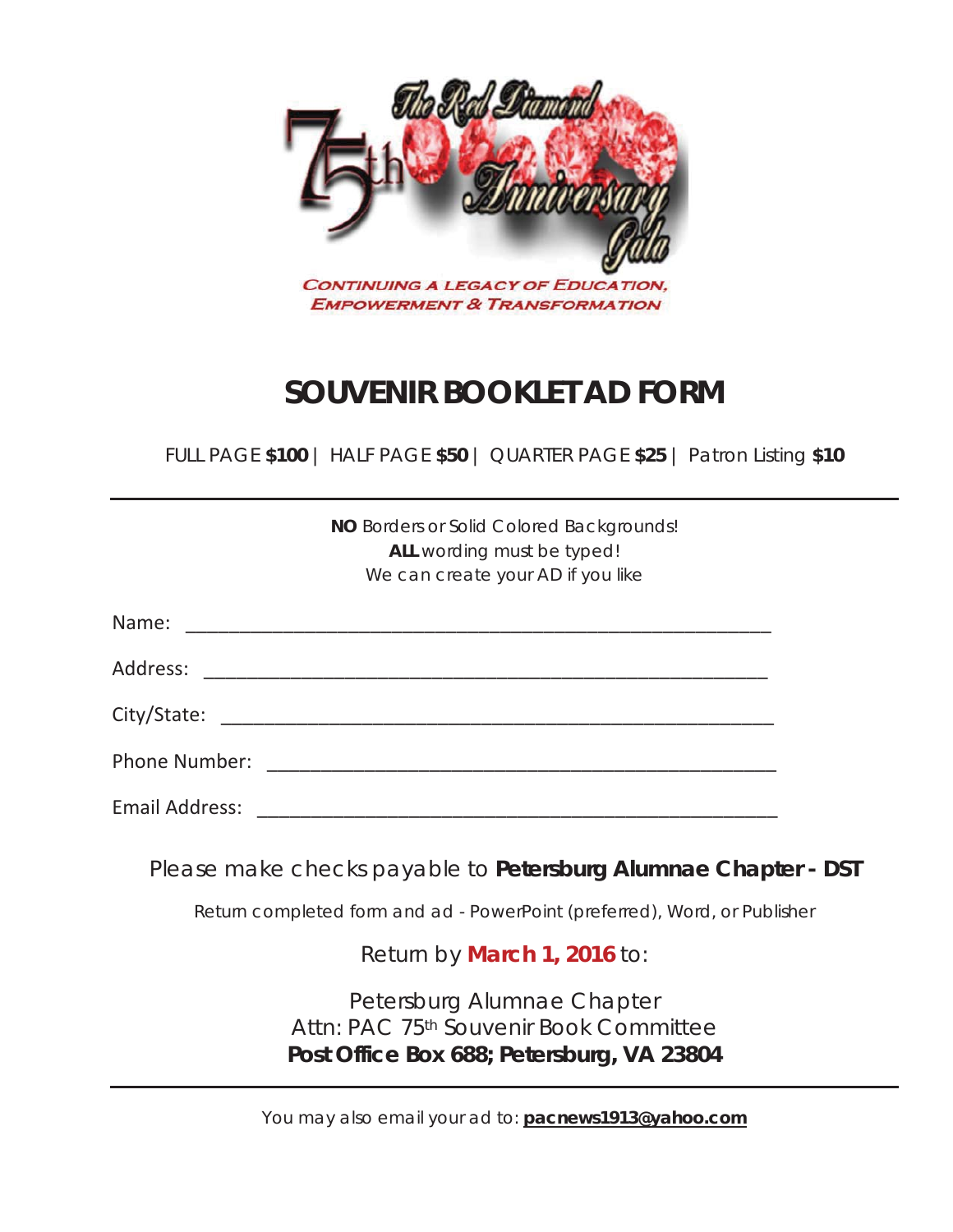The Red Diamond 75th Anniversary Gala

CONTINUING A LEGACY OF EDUCATION, EMPOWERMENT & TRANSFORMATION

# SOUVENIR BOOKLET AD FORM

FULL PAGE **$100** | HALF PAGE **$50** | QUARTER PAGE **$25** | Patron Listing **$10**

---

**NO** Borders or Solid Colored Backgrounds!
**ALL** wording must be typed!
We can create your AD if you like

Name: ____________________________________________________________

Address: __________________________________________________________

City/State: ________________________________________________________

Phone Number: _____________________________________________________

Email Address: _____________________________________________________

Please make checks payable to **Petersburg Alumnae Chapter - DST**

Return completed form and ad - PowerPoint (preferred), Word, or Publisher

Return by **March 1, 2016** to:

Petersburg Alumnae Chapter
Attn: PAC 75th Souvenir Book Committee
**Post Office Box 688; Petersburg, VA 23804**

---

You may also email your ad to: **pacnews1913@yahoo.com**